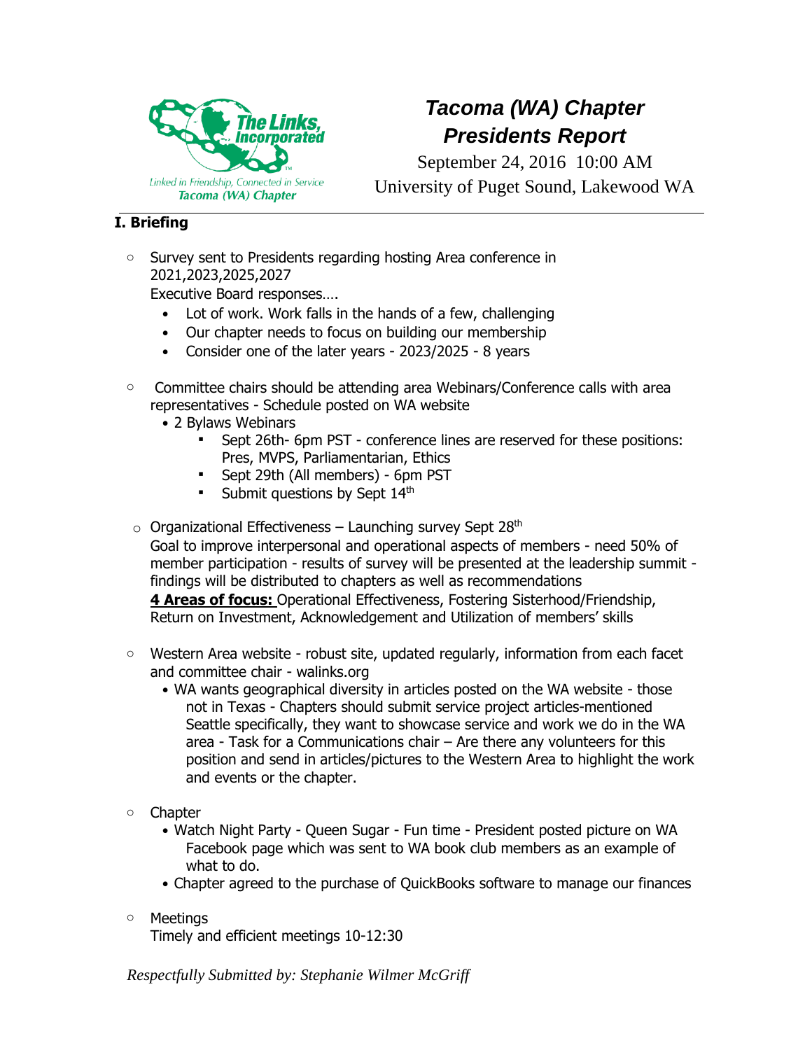The Links, Incorporated

Linked in Friendship, Connected in Service

Tacoma (WA) Chapter

# *Tacoma (WA) Chapter Presidents Report*

September 24, 2016 10:00 AM

University of Puget Sound, Lakewood WA

## I. Briefing

- Survey sent to Presidents regarding hosting Area conference in 2021,2023,2025,2027
  Executive Board responses….
  - Lot of work. Work falls in the hands of a few, challenging
  - Our chapter needs to focus on building our membership
  - Consider one of the later years - 2023/2025 - 8 years

- Committee chairs should be attending area Webinars/Conference calls with area representatives - Schedule posted on WA website
  - 2 Bylaws Webinars
    - Sept 26th- 6pm PST - conference lines are reserved for these positions: Pres, MVPS, Parliamentarian, Ethics
    - Sept 29th (All members) - 6pm PST
    - Submit questions by Sept 14th

- Organizational Effectiveness – Launching survey Sept 28th
  Goal to improve interpersonal and operational aspects of members - need 50% of member participation - results of survey will be presented at the leadership summit - findings will be distributed to chapters as well as recommendations
  **4 Areas of focus:** Operational Effectiveness, Fostering Sisterhood/Friendship, Return on Investment, Acknowledgement and Utilization of members' skills

- Western Area website - robust site, updated regularly, information from each facet and committee chair - walinks.org
  - WA wants geographical diversity in articles posted on the WA website - those not in Texas - Chapters should submit service project articles-mentioned Seattle specifically, they want to showcase service and work we do in the WA area - Task for a Communications chair – Are there any volunteers for this position and send in articles/pictures to the Western Area to highlight the work and events or the chapter.

- Chapter
  - Watch Night Party - Queen Sugar - Fun time - President posted picture on WA Facebook page which was sent to WA book club members as an example of what to do.
  - Chapter agreed to the purchase of QuickBooks software to manage our finances

- Meetings
  Timely and efficient meetings 10-12:30

*Respectfully Submitted by: Stephanie Wilmer McGriff*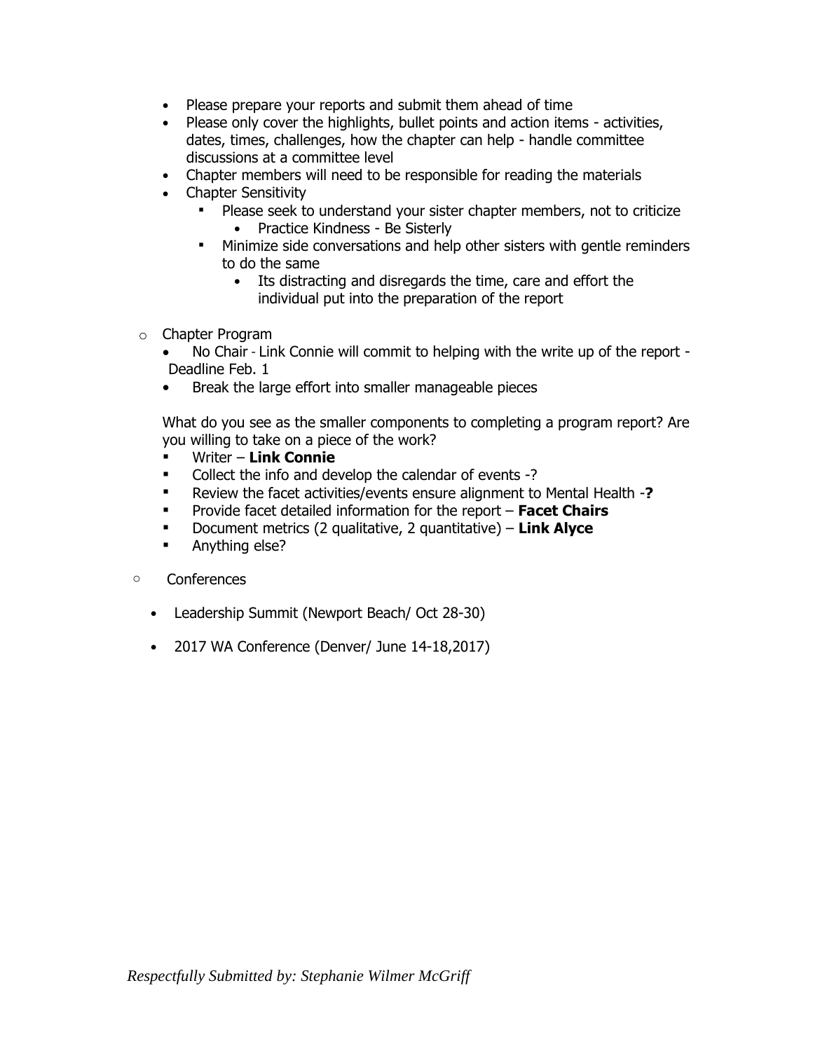- Please prepare your reports and submit them ahead of time
- Please only cover the highlights, bullet points and action items - activities, dates, times, challenges, how the chapter can help - handle committee discussions at a committee level
- Chapter members will need to be responsible for reading the materials
- Chapter Sensitivity
    - Please seek to understand your sister chapter members, not to criticize
        - Practice Kindness - Be Sisterly
    - Minimize side conversations and help other sisters with gentle reminders to do the same
        - Its distracting and disregards the time, care and effort the individual put into the preparation of the report

- Chapter Program
    - No Chair - Link Connie will commit to helping with the write up of the report - Deadline Feb. 1
    - Break the large effort into smaller manageable pieces

    What do you see as the smaller components to completing a program report? Are you willing to take on a piece of the work?

    - Writer – **Link Connie**
    - Collect the info and develop the calendar of events -?
    - Review the facet activities/events ensure alignment to Mental Health -**?**
    - Provide facet detailed information for the report – **Facet Chairs**
    - Document metrics (2 qualitative, 2 quantitative) – **Link Alyce**
    - Anything else?

- Conferences
    - Leadership Summit (Newport Beach/ Oct 28-30)
    - 2017 WA Conference (Denver/ June 14-18,2017)

*Respectfully Submitted by: Stephanie Wilmer McGriff*